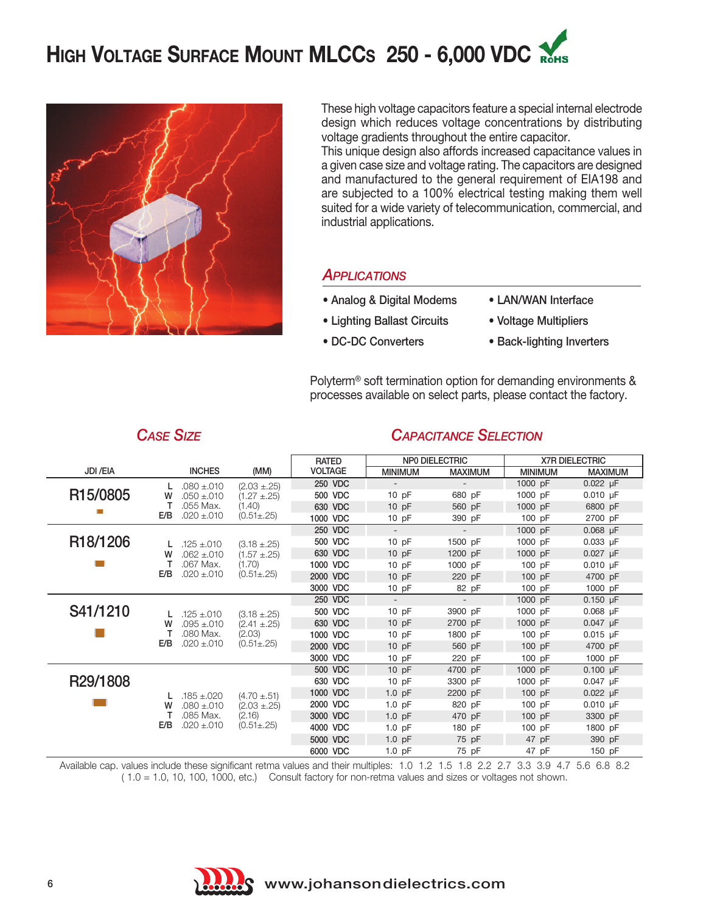# HIGH VOLTAGE SURFACE MOUNT MLCCs 250 - 6,000 VDC

These high voltage capacitors feature a special internal electrode design which reduces voltage concentrations by distributing voltage gradients throughout the entire capacitor.
This unique design also affords increased capacitance values in a given case size and voltage rating. The capacitors are designed and manufactured to the general requirement of EIA198 and are subjected to a 100% electrical testing making them well suited for a wide variety of telecommunication, commercial, and industrial applications.

## APPLICATIONS

- Analog & Digital Modems
- Lighting Ballast Circuits
- DC-DC Converters
- LAN/WAN Interface
- Voltage Multipliers
- Back-lighting Inverters

Polyterm® soft termination option for demanding environments & processes available on select parts, please contact the factory.

## CASE SIZE / CAPACITANCE SELECTION

| JDI /EIA | | INCHES | (MM) | RATED VOLTAGE | NP0 DIELECTRIC MINIMUM | NP0 DIELECTRIC MAXIMUM | X7R DIELECTRIC MINIMUM | X7R DIELECTRIC MAXIMUM |
|---|---|---|---|---|---|---|---|---|
| R15/0805 | L | .080 ±.010 | (2.03 ±.25) | 250 VDC | - | - | 1000 pF | 0.022 µF |
| | W | .050 ±.010 | (1.27 ±.25) | 500 VDC | 10 pF | 680 pF | 1000 pF | 0.010 µF |
| | T | .055 Max. | (1.40) | 630 VDC | 10 pF | 560 pF | 1000 pF | 6800 pF |
| | E/B | .020 ±.010 | (0.51±.25) | 1000 VDC | 10 pF | 390 pF | 100 pF | 2700 pF |
| R18/1206 | L | .125 ±.010 | (3.18 ±.25) | 250 VDC | - | - | 1000 pF | 0.068 µF |
| | W | .062 ±.010 | (1.57 ±.25) | 500 VDC | 10 pF | 1500 pF | 1000 pF | 0.033 µF |
| | T | .067 Max. | (1.70) | 630 VDC | 10 pF | 1200 pF | 1000 pF | 0.027 µF |
| | E/B | .020 ±.010 | (0.51±.25) | 1000 VDC | 10 pF | 1000 pF | 100 pF | 0.010 µF |
| | | | | 2000 VDC | 10 pF | 220 pF | 100 pF | 4700 pF |
| | | | | 3000 VDC | 10 pF | 82 pF | 100 pF | 1000 pF |
| S41/1210 | L | .125 ±.010 | (3.18 ±.25) | 250 VDC | - | - | 1000 pF | 0.150 µF |
| | W | .095 ±.010 | (2.41 ±.25) | 500 VDC | 10 pF | 3900 pF | 1000 pF | 0.068 µF |
| | T | .080 Max. | (2.03) | 630 VDC | 10 pF | 2700 pF | 1000 pF | 0.047 µF |
| | E/B | .020 ±.010 | (0.51±.25) | 1000 VDC | 10 pF | 1800 pF | 100 pF | 0.015 µF |
| | | | | 2000 VDC | 10 pF | 560 pF | 100 pF | 4700 pF |
| | | | | 3000 VDC | 10 pF | 220 pF | 100 pF | 1000 pF |
| R29/1808 | L | .185 ±.020 | (4.70 ±.51) | 500 VDC | 10 pF | 4700 pF | 1000 pF | 0.100 µF |
| | W | .080 ±.010 | (2.03 ±.25) | 630 VDC | 10 pF | 3300 pF | 1000 pF | 0.047 µF |
| | T | .085 Max. | (2.16) | 1000 VDC | 1.0 pF | 2200 pF | 100 pF | 0.022 µF |
| | E/B | .020 ±.010 | (0.51±.25) | 2000 VDC | 1.0 pF | 820 pF | 100 pF | 0.010 µF |
| | | | | 3000 VDC | 1.0 pF | 470 pF | 100 pF | 3300 pF |
| | | | | 4000 VDC | 1.0 pF | 180 pF | 100 pF | 1800 pF |
| | | | | 5000 VDC | 1.0 pF | 75 pF | 47 pF | 390 pF |
| | | | | 6000 VDC | 1.0 pF | 75 pF | 47 pF | 150 pF |

Available cap. values include these significant retma values and their multiples: 1.0 1.2 1.5 1.8 2.2 2.7 3.3 3.9 4.7 5.6 6.8 8.2 ( 1.0 = 1.0, 10, 100, 1000, etc.) Consult factory for non-retma values and sizes or voltages not shown.

www.johansondielectrics.com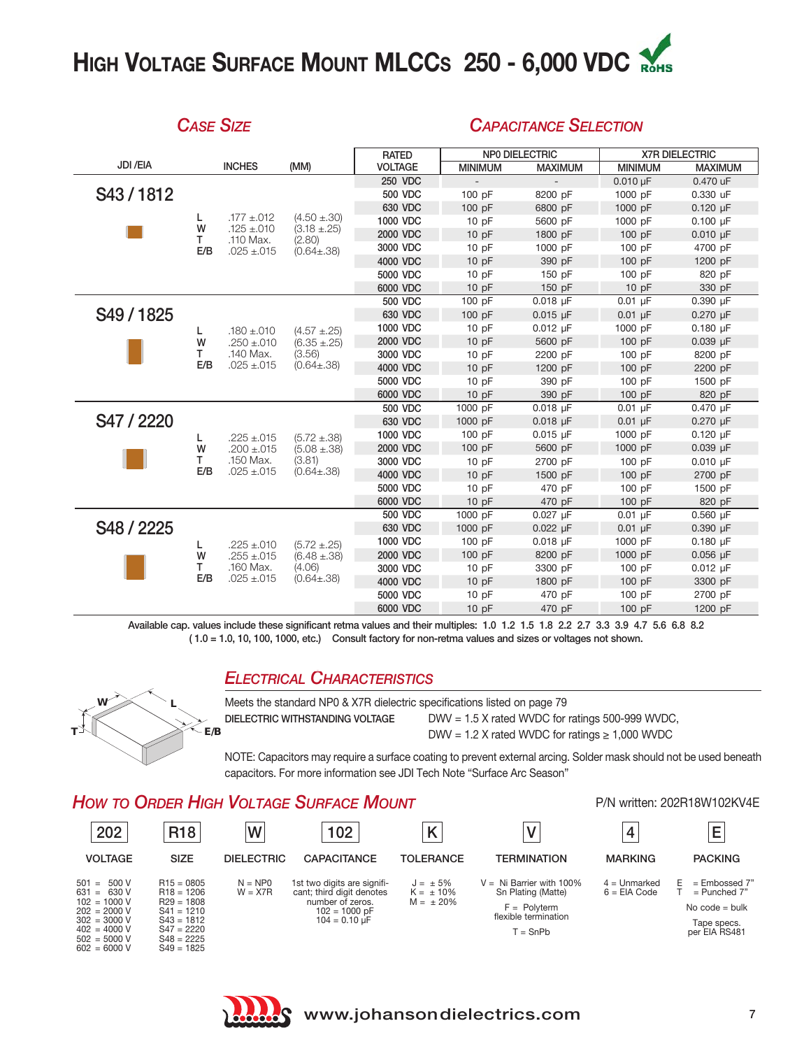# High Voltage Surface Mount MLCCs 250 - 6,000 VDC

## Case Size / Capacitance Selection

| JDI /EIA | | INCHES | (MM) | RATED VOLTAGE | NP0 DIELECTRIC MINIMUM | NP0 DIELECTRIC MAXIMUM | X7R DIELECTRIC MINIMUM | X7R DIELECTRIC MAXIMUM |
|---|---|---|---|---|---|---|---|---|
| S43 / 1812 | | | | 250 VDC | - | - | 0.010 µF | 0.470 uF |
| | | | | 500 VDC | 100 pF | 8200 pF | 1000 pF | 0.330 uF |
| | | | | 630 VDC | 100 pF | 6800 pF | 1000 pF | 0.120 µF |
| | L | .177 ±.012 | (4.50 ±.30) | 1000 VDC | 10 pF | 5600 pF | 1000 pF | 0.100 µF |
| | W | .125 ±.010 | (3.18 ±.25) | 2000 VDC | 10 pF | 1800 pF | 100 pF | 0.010 µF |
| | T | .110 Max. | (2.80) | 3000 VDC | 10 pF | 1000 pF | 100 pF | 4700 pF |
| | E/B | .025 ±.015 | (0.64±.38) | 4000 VDC | 10 pF | 390 pF | 100 pF | 1200 pF |
| | | | | 5000 VDC | 10 pF | 150 pF | 100 pF | 820 pF |
| | | | | 6000 VDC | 10 pF | 150 pF | 10 pF | 330 pF |
| S49 / 1825 | | | | 500 VDC | 100 pF | 0.018 µF | 0.01 µF | 0.390 µF |
| | | | | 630 VDC | 100 pF | 0.015 µF | 0.01 µF | 0.270 µF |
| | L | .180 ±.010 | (4.57 ±.25) | 1000 VDC | 10 pF | 0.012 µF | 1000 pF | 0.180 µF |
| | W | .250 ±.010 | (6.35 ±.25) | 2000 VDC | 10 pF | 5600 pF | 100 pF | 0.039 µF |
| | T | .140 Max. | (3.56) | 3000 VDC | 10 pF | 2200 pF | 100 pF | 8200 pF |
| | E/B | .025 ±.015 | (0.64±.38) | 4000 VDC | 10 pF | 1200 pF | 100 pF | 2200 pF |
| | | | | 5000 VDC | 10 pF | 390 pF | 100 pF | 1500 pF |
| | | | | 6000 VDC | 10 pF | 390 pF | 100 pF | 820 pF |
| S47 / 2220 | | | | 500 VDC | 1000 pF | 0.018 µF | 0.01 µF | 0.470 µF |
| | | | | 630 VDC | 1000 pF | 0.018 µF | 0.01 µF | 0.270 µF |
| | L | .225 ±.015 | (5.72 ±.38) | 1000 VDC | 100 pF | 0.015 µF | 1000 pF | 0.120 µF |
| | W | .200 ±.015 | (5.08 ±.38) | 2000 VDC | 100 pF | 5600 pF | 1000 pF | 0.039 µF |
| | T | .150 Max. | (3.81) | 3000 VDC | 10 pF | 2700 pF | 100 pF | 0.010 µF |
| | E/B | .025 ±.015 | (0.64±.38) | 4000 VDC | 10 pF | 1500 pF | 100 pF | 2700 pF |
| | | | | 5000 VDC | 10 pF | 470 pF | 100 pF | 1500 pF |
| | | | | 6000 VDC | 10 pF | 470 pF | 100 pF | 820 pF |
| S48 / 2225 | | | | 500 VDC | 1000 pF | 0.027 µF | 0.01 µF | 0.560 µF |
| | | | | 630 VDC | 1000 pF | 0.022 µF | 0.01 µF | 0.390 µF |
| | L | .225 ±.010 | (5.72 ±.25) | 1000 VDC | 100 pF | 0.018 µF | 1000 pF | 0.180 µF |
| | W | .255 ±.015 | (6.48 ±.38) | 2000 VDC | 100 pF | 8200 pF | 1000 pF | 0.056 µF |
| | T | .160 Max. | (4.06) | 3000 VDC | 10 pF | 3300 pF | 100 pF | 0.012 µF |
| | E/B | .025 ±.015 | (0.64±.38) | 4000 VDC | 10 pF | 1800 pF | 100 pF | 3300 pF |
| | | | | 5000 VDC | 10 pF | 470 pF | 100 pF | 2700 pF |
| | | | | 6000 VDC | 10 pF | 470 pF | 100 pF | 1200 pF |

Available cap. values include these significant retma values and their multiples: 1.0 1.2 1.5 1.8 2.2 2.7 3.3 3.9 4.7 5.6 6.8 8.2 ( 1.0 = 1.0, 10, 100, 1000, etc.) Consult factory for non-retma values and sizes or voltages not shown.

W L T E/B

## Electrical Characteristics

Meets the standard NP0 & X7R dielectric specifications listed on page 79

**DIELECTRIC WITHSTANDING VOLTAGE**
DWV = 1.5 X rated WVDC for ratings 500-999 WVDC,
DWV = 1.2 X rated WVDC for ratings ≥ 1,000 WVDC

NOTE: Capacitors may require a surface coating to prevent external arcing. Solder mask should not be used beneath capacitors. For more information see JDI Tech Note "Surface Arc Season"

## How to Order High Voltage Surface Mount

P/N written: 202R18W102KV4E

| 202 | R18 | W | 102 | K | V | 4 | E |
|---|---|---|---|---|---|---|---|
| VOLTAGE | SIZE | DIELECTRIC | CAPACITANCE | TOLERANCE | TERMINATION | MARKING | PACKING |
| 501 = 500 V<br>631 = 630 V<br>102 = 1000 V<br>202 = 2000 V<br>302 = 3000 V<br>402 = 4000 V<br>502 = 5000 V<br>602 = 6000 V | R15 = 0805<br>R18 = 1206<br>R29 = 1808<br>S41 = 1210<br>S43 = 1812<br>S47 = 2220<br>S48 = 2225<br>S49 = 1825 | N = NP0<br>W = X7R | 1st two digits are significant; third digit denotes number of zeros.<br>102 = 1000 pF<br>104 = 0.10 µF | J = ± 5%<br>K = ± 10%<br>M = ± 20% | V = Ni Barrier with 100% Sn Plating (Matte)<br>F = Polyterm flexible termination<br>T = SnPb | 4 = Unmarked<br>6 = EIA Code | E = Embossed 7"<br>T = Punched 7"<br>No code = bulk<br>Tape specs. per EIA RS481 |

www.johansondielectrics.com